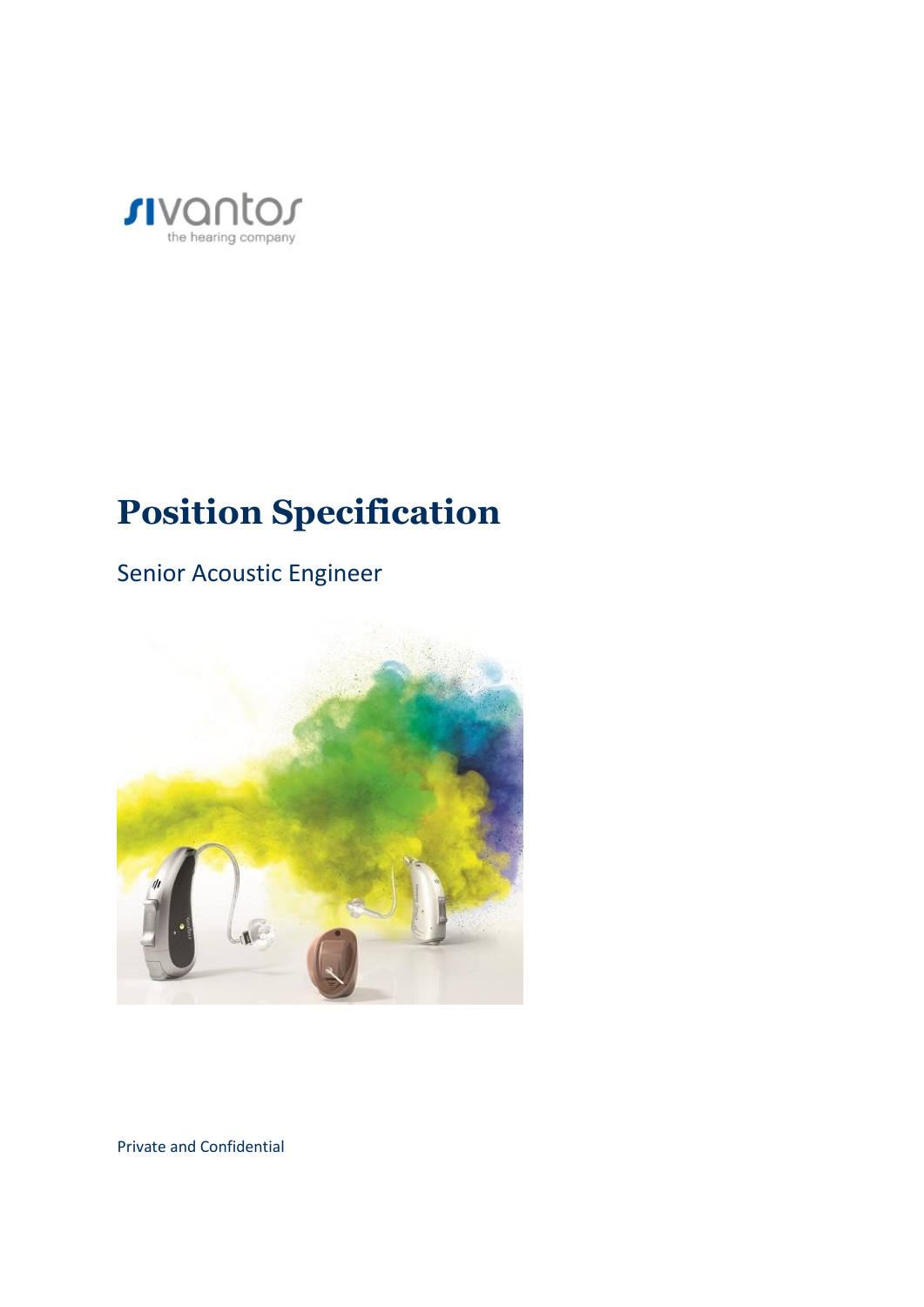sivantos
the hearing company

# Position Specification

## Senior Acoustic Engineer

Private and Confidential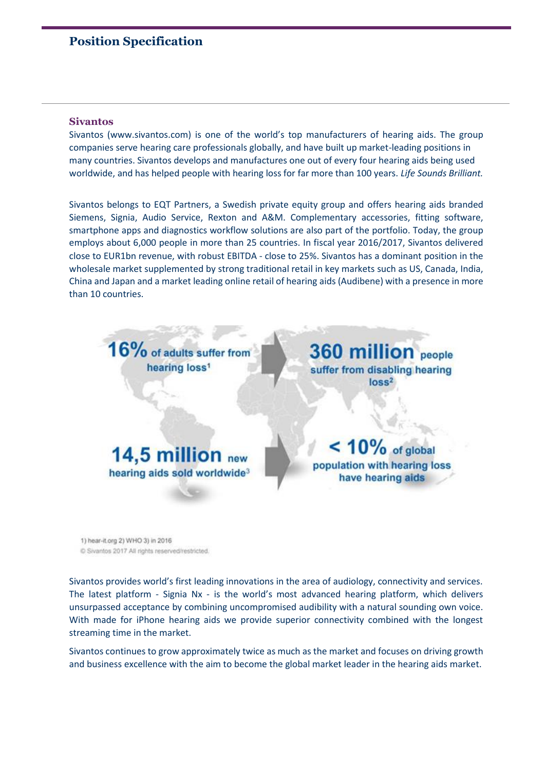# Position Specification

## Sivantos

Sivantos (www.sivantos.com) is one of the world's top manufacturers of hearing aids. The group companies serve hearing care professionals globally, and have built up market-leading positions in many countries. Sivantos develops and manufactures one out of every four hearing aids being used worldwide, and has helped people with hearing loss for far more than 100 years. *Life Sounds Brilliant.*

Sivantos belongs to EQT Partners, a Swedish private equity group and offers hearing aids branded Siemens, Signia, Audio Service, Rexton and A&M. Complementary accessories, fitting software, smartphone apps and diagnostics workflow solutions are also part of the portfolio. Today, the group employs about 6,000 people in more than 25 countries. In fiscal year 2016/2017, Sivantos delivered close to EUR1bn revenue, with robust EBITDA - close to 25%. Sivantos has a dominant position in the wholesale market supplemented by strong traditional retail in key markets such as US, Canada, India, China and Japan and a market leading online retail of hearing aids (Audibene) with a presence in more than 10 countries.

**16%** of adults suffer from hearing loss[1]

**360 million** people suffer from disabling hearing loss[2]

**14,5 million** new hearing aids sold worldwide[3]

**< 10%** of global population with hearing loss have hearing aids

1) hear-it.org 2) WHO 3) in 2016
© Sivantos 2017 All rights reserved/restricted.

Sivantos provides world's first leading innovations in the area of audiology, connectivity and services. The latest platform - Signia Nx - is the world's most advanced hearing platform, which delivers unsurpassed acceptance by combining uncompromised audibility with a natural sounding own voice. With made for iPhone hearing aids we provide superior connectivity combined with the longest streaming time in the market.

Sivantos continues to grow approximately twice as much as the market and focuses on driving growth and business excellence with the aim to become the global market leader in the hearing aids market.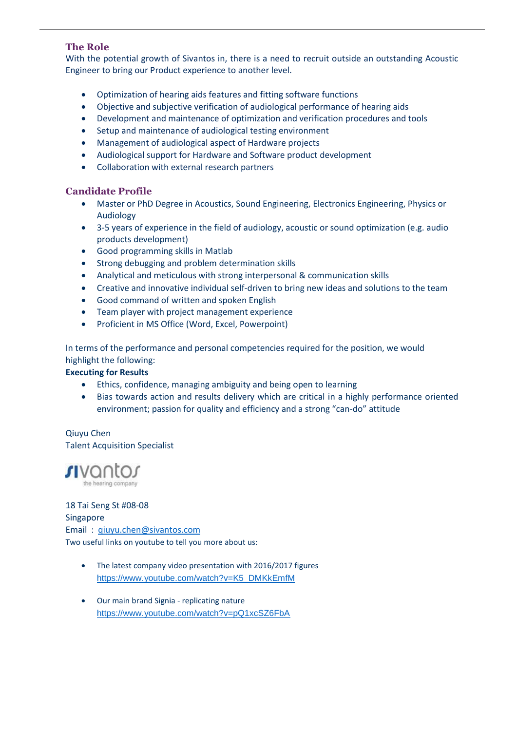## The Role

With the potential growth of Sivantos in, there is a need to recruit outside an outstanding Acoustic Engineer to bring our Product experience to another level.

- Optimization of hearing aids features and fitting software functions
- Objective and subjective verification of audiological performance of hearing aids
- Development and maintenance of optimization and verification procedures and tools
- Setup and maintenance of audiological testing environment
- Management of audiological aspect of Hardware projects
- Audiological support for Hardware and Software product development
- Collaboration with external research partners

## Candidate Profile

- Master or PhD Degree in Acoustics, Sound Engineering, Electronics Engineering, Physics or Audiology
- 3-5 years of experience in the field of audiology, acoustic or sound optimization (e.g. audio products development)
- Good programming skills in Matlab
- Strong debugging and problem determination skills
- Analytical and meticulous with strong interpersonal & communication skills
- Creative and innovative individual self-driven to bring new ideas and solutions to the team
- Good command of written and spoken English
- Team player with project management experience
- Proficient in MS Office (Word, Excel, Powerpoint)

In terms of the performance and personal competencies required for the position, we would highlight the following:

**Executing for Results**

- Ethics, confidence, managing ambiguity and being open to learning
- Bias towards action and results delivery which are critical in a highly performance oriented environment; passion for quality and efficiency and a strong "can-do" attitude

Qiuyu Chen
Talent Acquisition Specialist

sivantos
the hearing company

18 Tai Seng St #08-08
Singapore
Email : qiuyu.chen@sivantos.com
Two useful links on youtube to tell you more about us:

- The latest company video presentation with 2016/2017 figures
  https://www.youtube.com/watch?v=K5_DMKkEmfM

- Our main brand Signia - replicating nature
  https://www.youtube.com/watch?v=pQ1xcSZ6FbA